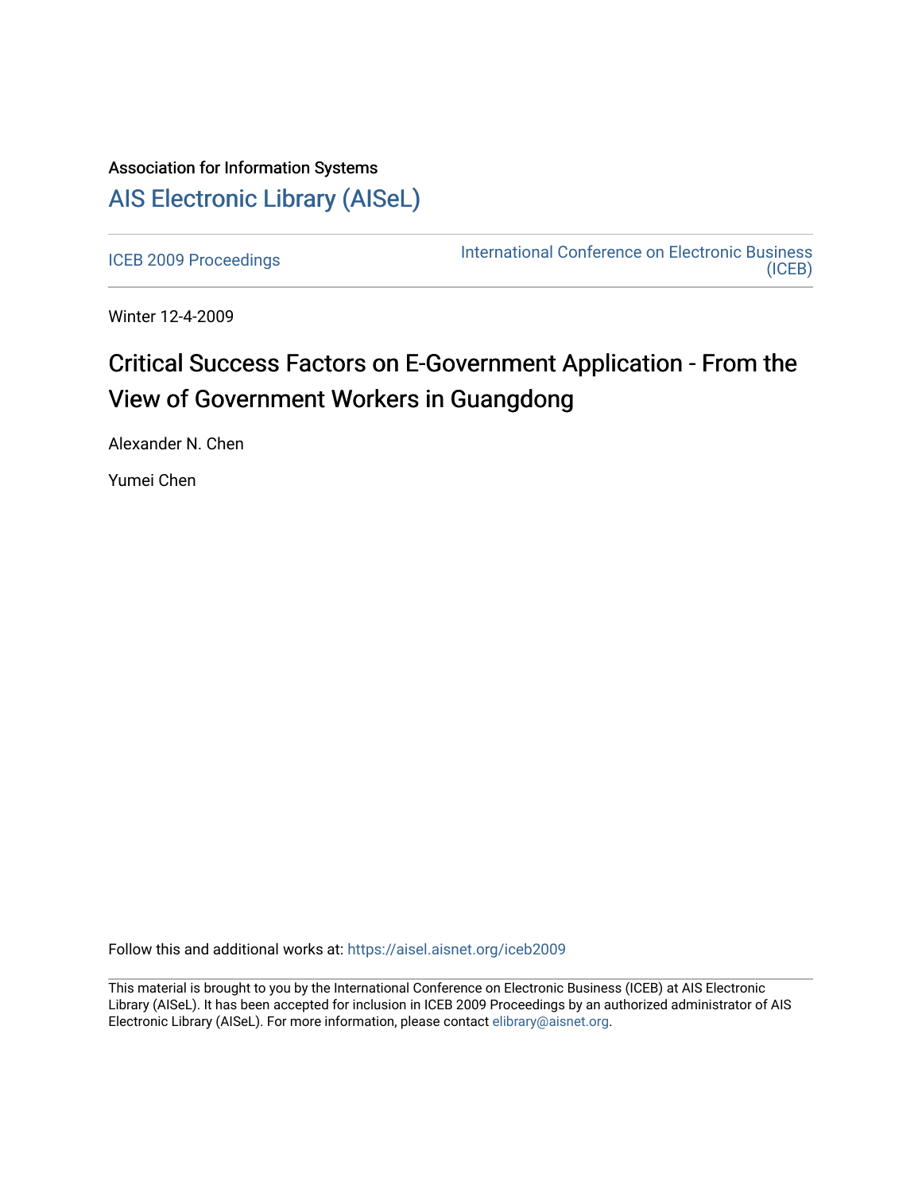Association for Information Systems

# AIS Electronic Library (AISeL)

ICEB 2009 Proceedings

International Conference on Electronic Business (ICEB)

Winter 12-4-2009

## Critical Success Factors on E-Government Application - From the View of Government Workers in Guangdong

Alexander N. Chen

Yumei Chen

Follow this and additional works at: https://aisel.aisnet.org/iceb2009

This material is brought to you by the International Conference on Electronic Business (ICEB) at AIS Electronic Library (AISeL). It has been accepted for inclusion in ICEB 2009 Proceedings by an authorized administrator of AIS Electronic Library (AISeL). For more information, please contact elibrary@aisnet.org.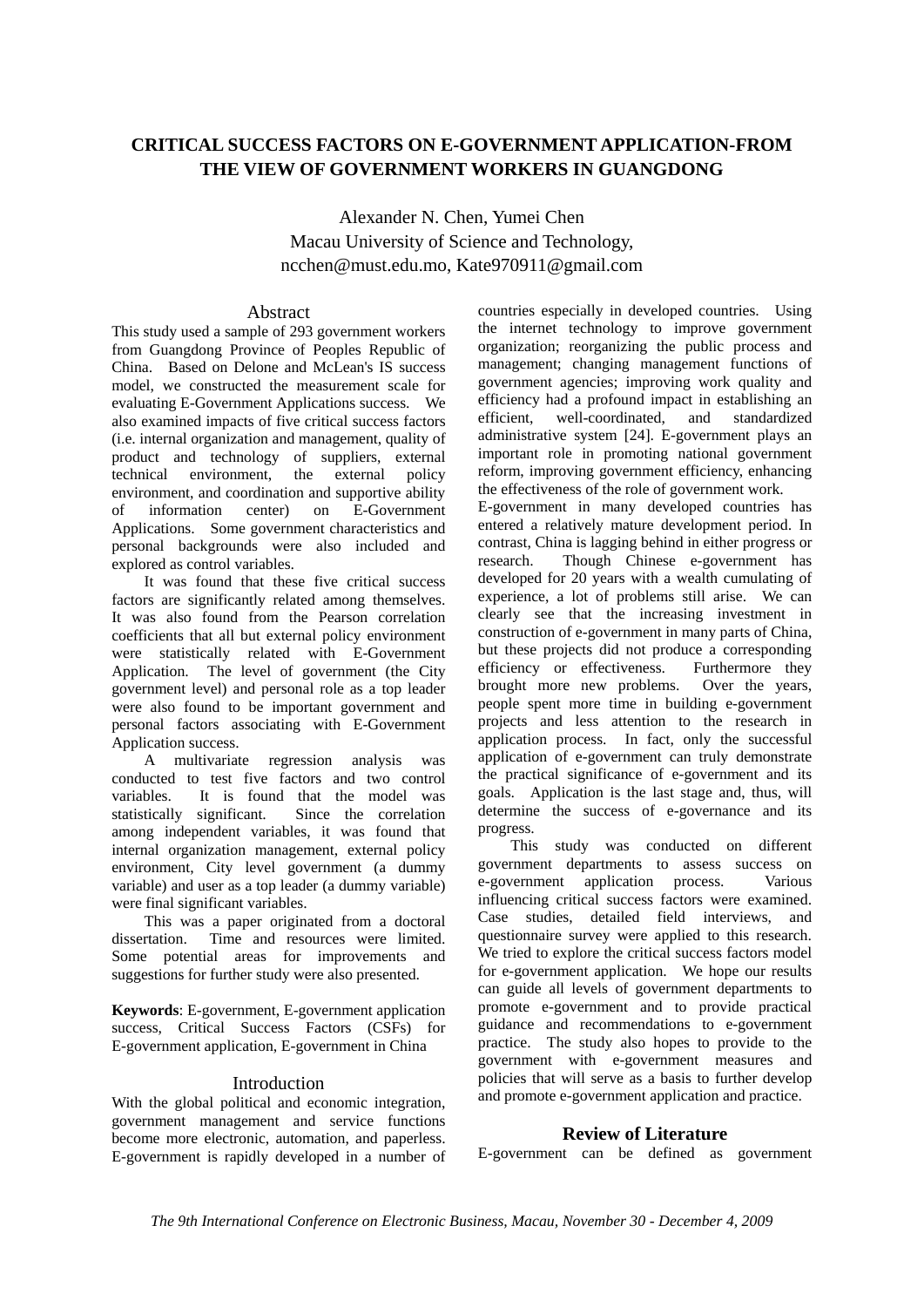# CRITICAL SUCCESS FACTORS ON E-GOVERNMENT APPLICATION-FROM THE VIEW OF GOVERNMENT WORKERS IN GUANGDONG

Alexander N. Chen, Yumei Chen
Macau University of Science and Technology,
ncchen@must.edu.mo, Kate970911@gmail.com

## Abstract

This study used a sample of 293 government workers from Guangdong Province of Peoples Republic of China. Based on Delone and McLean's IS success model, we constructed the measurement scale for evaluating E-Government Applications success. We also examined impacts of five critical success factors (i.e. internal organization and management, quality of product and technology of suppliers, external technical environment, the external policy environment, and coordination and supportive ability of information center) on E-Government Applications. Some government characteristics and personal backgrounds were also included and explored as control variables.

It was found that these five critical success factors are significantly related among themselves. It was also found from the Pearson correlation coefficients that all but external policy environment were statistically related with E-Government Application. The level of government (the City government level) and personal role as a top leader were also found to be important government and personal factors associating with E-Government Application success.

A multivariate regression analysis was conducted to test five factors and two control variables. It is found that the model was statistically significant. Since the correlation among independent variables, it was found that internal organization management, external policy environment, City level government (a dummy variable) and user as a top leader (a dummy variable) were final significant variables.

This was a paper originated from a doctoral dissertation. Time and resources were limited. Some potential areas for improvements and suggestions for further study were also presented.

**Keywords**: E-government, E-government application success, Critical Success Factors (CSFs) for E-government application, E-government in China

## Introduction

With the global political and economic integration, government management and service functions become more electronic, automation, and paperless. E-government is rapidly developed in a number of countries especially in developed countries. Using the internet technology to improve government organization; reorganizing the public process and management; changing management functions of government agencies; improving work quality and efficiency had a profound impact in establishing an efficient, well-coordinated, and standardized administrative system [24]. E-government plays an important role in promoting national government reform, improving government efficiency, enhancing the effectiveness of the role of government work.

E-government in many developed countries has entered a relatively mature development period. In contrast, China is lagging behind in either progress or research. Though Chinese e-government has developed for 20 years with a wealth cumulating of experience, a lot of problems still arise. We can clearly see that the increasing investment in construction of e-government in many parts of China, but these projects did not produce a corresponding efficiency or effectiveness. Furthermore they brought more new problems. Over the years, people spent more time in building e-government projects and less attention to the research in application process. In fact, only the successful application of e-government can truly demonstrate the practical significance of e-government and its goals. Application is the last stage and, thus, will determine the success of e-governance and its progress.

This study was conducted on different government departments to assess success on e-government application process. Various influencing critical success factors were examined. Case studies, detailed field interviews, and questionnaire survey were applied to this research. We tried to explore the critical success factors model for e-government application. We hope our results can guide all levels of government departments to promote e-government and to provide practical guidance and recommendations to e-government practice. The study also hopes to provide to the government with e-government measures and policies that will serve as a basis to further develop and promote e-government application and practice.

## Review of Literature

E-government can be defined as government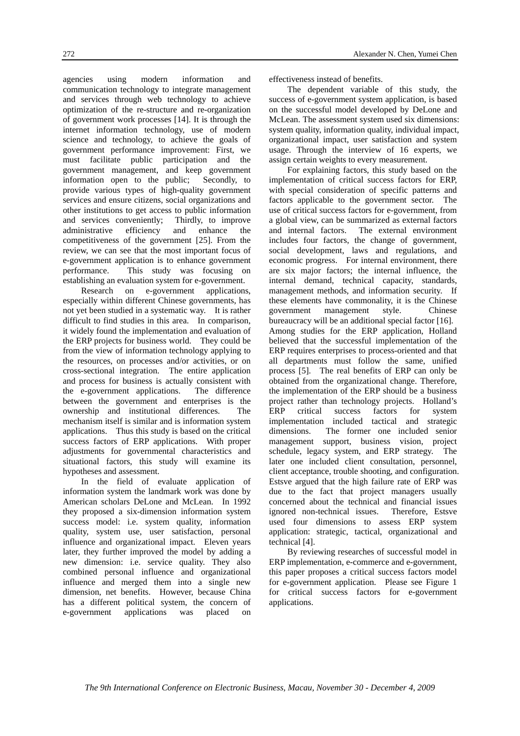agencies using modern information and communication technology to integrate management and services through web technology to achieve optimization of the re-structure and re-organization of government work processes [14]. It is through the internet information technology, use of modern science and technology, to achieve the goals of government performance improvement: First, we must facilitate public participation and the government management, and keep government information open to the public; Secondly, to provide various types of high-quality government services and ensure citizens, social organizations and other institutions to get access to public information and services conveniently; Thirdly, to improve administrative efficiency and enhance the competitiveness of the government [25]. From the review, we can see that the most important focus of e-government application is to enhance government performance. This study was focusing on establishing an evaluation system for e-government.

Research on e-government applications, especially within different Chinese governments, has not yet been studied in a systematic way. It is rather difficult to find studies in this area. In comparison, it widely found the implementation and evaluation of the ERP projects for business world. They could be from the view of information technology applying to the resources, on processes and/or activities, or on cross-sectional integration. The entire application and process for business is actually consistent with the e-government applications. The difference between the government and enterprises is the ownership and institutional differences. The mechanism itself is similar and is information system applications. Thus this study is based on the critical success factors of ERP applications. With proper adjustments for governmental characteristics and situational factors, this study will examine its hypotheses and assessment.

In the field of evaluate application of information system the landmark work was done by American scholars DeLone and McLean. In 1992 they proposed a six-dimension information system success model: i.e. system quality, information quality, system use, user satisfaction, personal influence and organizational impact. Eleven years later, they further improved the model by adding a new dimension: i.e. service quality. They also combined personal influence and organizational influence and merged them into a single new dimension, net benefits. However, because China has a different political system, the concern of e-government applications was placed on effectiveness instead of benefits.

The dependent variable of this study, the success of e-government system application, is based on the successful model developed by DeLone and McLean. The assessment system used six dimensions: system quality, information quality, individual impact, organizational impact, user satisfaction and system usage. Through the interview of 16 experts, we assign certain weights to every measurement.

For explaining factors, this study based on the implementation of critical success factors for ERP, with special consideration of specific patterns and factors applicable to the government sector. The use of critical success factors for e-government, from a global view, can be summarized as external factors and internal factors. The external environment includes four factors, the change of government, social development, laws and regulations, and economic progress. For internal environment, there are six major factors; the internal influence, the internal demand, technical capacity, standards, management methods, and information security. If these elements have commonality, it is the Chinese government management style. Chinese bureaucracy will be an additional special factor [16]. Among studies for the ERP application, Holland believed that the successful implementation of the ERP requires enterprises to process-oriented and that all departments must follow the same, unified process [5]. The real benefits of ERP can only be obtained from the organizational change. Therefore, the implementation of the ERP should be a business project rather than technology projects. Holland's ERP critical success factors for system implementation included tactical and strategic dimensions. The former one included senior management support, business vision, project schedule, legacy system, and ERP strategy. The later one included client consultation, personnel, client acceptance, trouble shooting, and configuration. Estsve argued that the high failure rate of ERP was due to the fact that project managers usually concerned about the technical and financial issues ignored non-technical issues. Therefore, Estsve used four dimensions to assess ERP system application: strategic, tactical, organizational and technical [4].

By reviewing researches of successful model in ERP implementation, e-commerce and e-government, this paper proposes a critical success factors model for e-government application. Please see Figure 1 for critical success factors for e-government applications.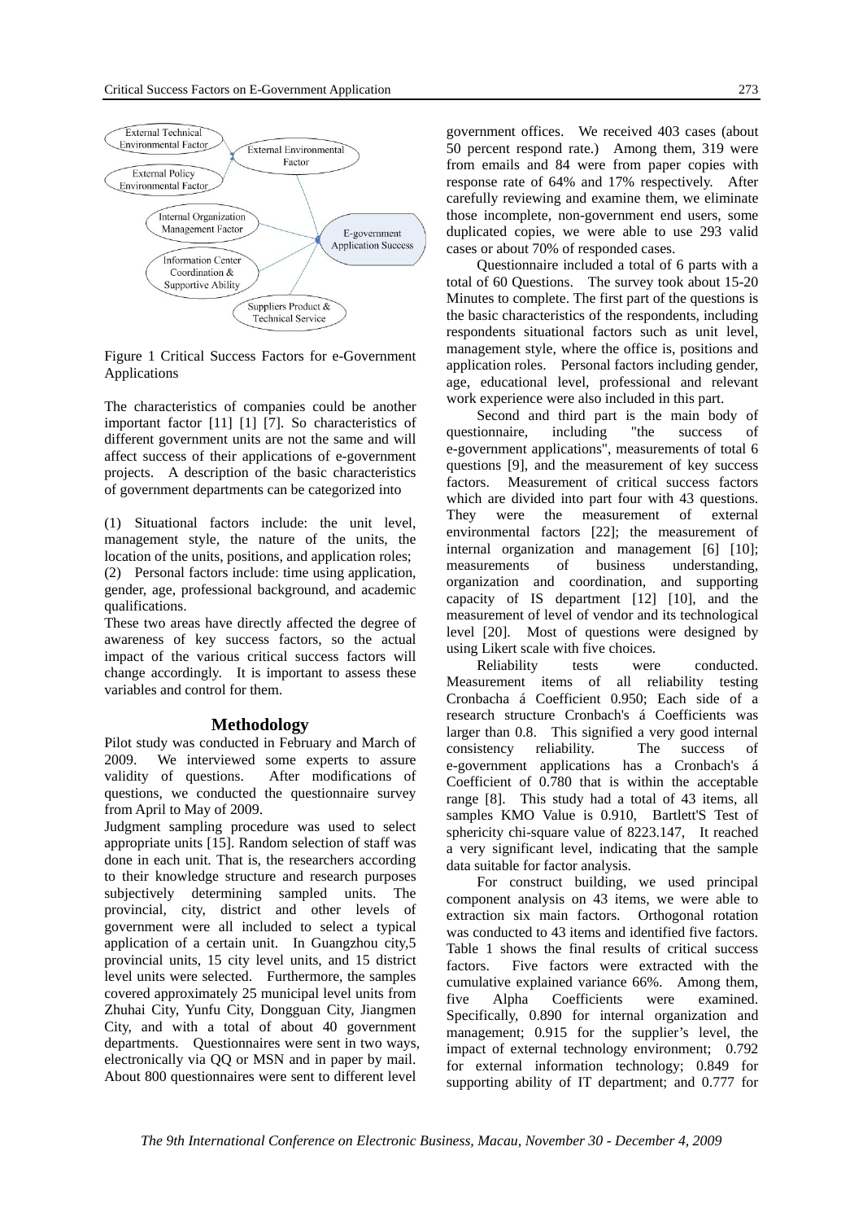Figure 1 Critical Success Factors for e-Government Applications

The characteristics of companies could be another important factor [11] [1] [7]. So characteristics of different government units are not the same and will affect success of their applications of e-government projects. A description of the basic characteristics of government departments can be categorized into

(1) Situational factors include: the unit level, management style, the nature of the units, the location of the units, positions, and application roles;
(2) Personal factors include: time using application, gender, age, professional background, and academic qualifications.

These two areas have directly affected the degree of awareness of key success factors, so the actual impact of the various critical success factors will change accordingly. It is important to assess these variables and control for them.

## Methodology

Pilot study was conducted in February and March of 2009. We interviewed some experts to assure validity of questions. After modifications of questions, we conducted the questionnaire survey from April to May of 2009.

Judgment sampling procedure was used to select appropriate units [15]. Random selection of staff was done in each unit. That is, the researchers according to their knowledge structure and research purposes subjectively determining sampled units. The provincial, city, district and other levels of government were all included to select a typical application of a certain unit. In Guangzhou city,5 provincial units, 15 city level units, and 15 district level units were selected. Furthermore, the samples covered approximately 25 municipal level units from Zhuhai City, Yunfu City, Dongguan City, Jiangmen City, and with a total of about 40 government departments. Questionnaires were sent in two ways, electronically via QQ or MSN and in paper by mail. About 800 questionnaires were sent to different level government offices. We received 403 cases (about 50 percent respond rate.) Among them, 319 were from emails and 84 were from paper copies with response rate of 64% and 17% respectively. After carefully reviewing and examine them, we eliminate those incomplete, non-government end users, some duplicated copies, we were able to use 293 valid cases or about 70% of responded cases.

Questionnaire included a total of 6 parts with a total of 60 Questions. The survey took about 15-20 Minutes to complete. The first part of the questions is the basic characteristics of the respondents, including respondents situational factors such as unit level, management style, where the office is, positions and application roles. Personal factors including gender, age, educational level, professional and relevant work experience were also included in this part.

Second and third part is the main body of questionnaire, including "the success of e-government applications", measurements of total 6 questions [9], and the measurement of key success factors. Measurement of critical success factors which are divided into part four with 43 questions. They were the measurement of external environmental factors [22]; the measurement of internal organization and management [6] [10]; measurements of business understanding, organization and coordination, and supporting capacity of IS department [12] [10], and the measurement of level of vendor and its technological level [20]. Most of questions were designed by using Likert scale with five choices.

Reliability tests were conducted. Measurement items of all reliability testing Cronbacha á Coefficient 0.950; Each side of a research structure Cronbach's á Coefficients was larger than 0.8. This signified a very good internal consistency reliability. The success of e-government applications has a Cronbach's á Coefficient of 0.780 that is within the acceptable range [8]. This study had a total of 43 items, all samples KMO Value is 0.910, Bartlett'S Test of sphericity chi-square value of 8223.147, It reached a very significant level, indicating that the sample data suitable for factor analysis.

For construct building, we used principal component analysis on 43 items, we were able to extraction six main factors. Orthogonal rotation was conducted to 43 items and identified five factors. Table 1 shows the final results of critical success factors. Five factors were extracted with the cumulative explained variance 66%. Among them, five Alpha Coefficients were examined. Specifically, 0.890 for internal organization and management; 0.915 for the supplier's level, the impact of external technology environment; 0.792 for external information technology; 0.849 for supporting ability of IT department; and 0.777 for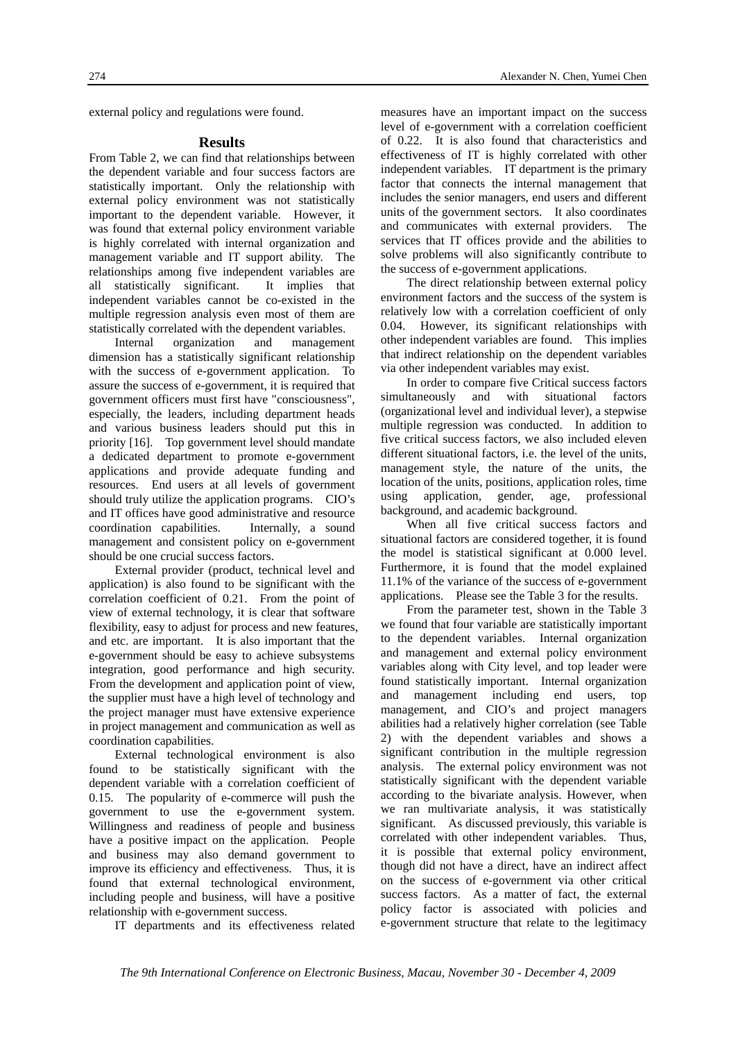external policy and regulations were found.

## Results

From Table 2, we can find that relationships between the dependent variable and four success factors are statistically important. Only the relationship with external policy environment was not statistically important to the dependent variable. However, it was found that external policy environment variable is highly correlated with internal organization and management variable and IT support ability. The relationships among five independent variables are all statistically significant. It implies that independent variables cannot be co-existed in the multiple regression analysis even most of them are statistically correlated with the dependent variables.

Internal organization and management dimension has a statistically significant relationship with the success of e-government application. To assure the success of e-government, it is required that government officers must first have "consciousness", especially, the leaders, including department heads and various business leaders should put this in priority [16]. Top government level should mandate a dedicated department to promote e-government applications and provide adequate funding and resources. End users at all levels of government should truly utilize the application programs. CIO's and IT offices have good administrative and resource coordination capabilities. Internally, a sound management and consistent policy on e-government should be one crucial success factors.

External provider (product, technical level and application) is also found to be significant with the correlation coefficient of 0.21. From the point of view of external technology, it is clear that software flexibility, easy to adjust for process and new features, and etc. are important. It is also important that the e-government should be easy to achieve subsystems integration, good performance and high security. From the development and application point of view, the supplier must have a high level of technology and the project manager must have extensive experience in project management and communication as well as coordination capabilities.

External technological environment is also found to be statistically significant with the dependent variable with a correlation coefficient of 0.15. The popularity of e-commerce will push the government to use the e-government system. Willingness and readiness of people and business have a positive impact on the application. People and business may also demand government to improve its efficiency and effectiveness. Thus, it is found that external technological environment, including people and business, will have a positive relationship with e-government success.

IT departments and its effectiveness related measures have an important impact on the success level of e-government with a correlation coefficient of 0.22. It is also found that characteristics and effectiveness of IT is highly correlated with other independent variables. IT department is the primary factor that connects the internal management that includes the senior managers, end users and different units of the government sectors. It also coordinates and communicates with external providers. The services that IT offices provide and the abilities to solve problems will also significantly contribute to the success of e-government applications.

The direct relationship between external policy environment factors and the success of the system is relatively low with a correlation coefficient of only 0.04. However, its significant relationships with other independent variables are found. This implies that indirect relationship on the dependent variables via other independent variables may exist.

In order to compare five Critical success factors simultaneously and with situational factors (organizational level and individual lever), a stepwise multiple regression was conducted. In addition to five critical success factors, we also included eleven different situational factors, i.e. the level of the units, management style, the nature of the units, the location of the units, positions, application roles, time using application, gender, age, professional background, and academic background.

When all five critical success factors and situational factors are considered together, it is found the model is statistical significant at 0.000 level. Furthermore, it is found that the model explained 11.1% of the variance of the success of e-government applications. Please see the Table 3 for the results.

From the parameter test, shown in the Table 3 we found that four variable are statistically important to the dependent variables. Internal organization and management and external policy environment variables along with City level, and top leader were found statistically important. Internal organization and management including end users, top management, and CIO's and project managers abilities had a relatively higher correlation (see Table 2) with the dependent variables and shows a significant contribution in the multiple regression analysis. The external policy environment was not statistically significant with the dependent variable according to the bivariate analysis. However, when we ran multivariate analysis, it was statistically significant. As discussed previously, this variable is correlated with other independent variables. Thus, it is possible that external policy environment, though did not have a direct, have an indirect affect on the success of e-government via other critical success factors. As a matter of fact, the external policy factor is associated with policies and e-government structure that relate to the legitimacy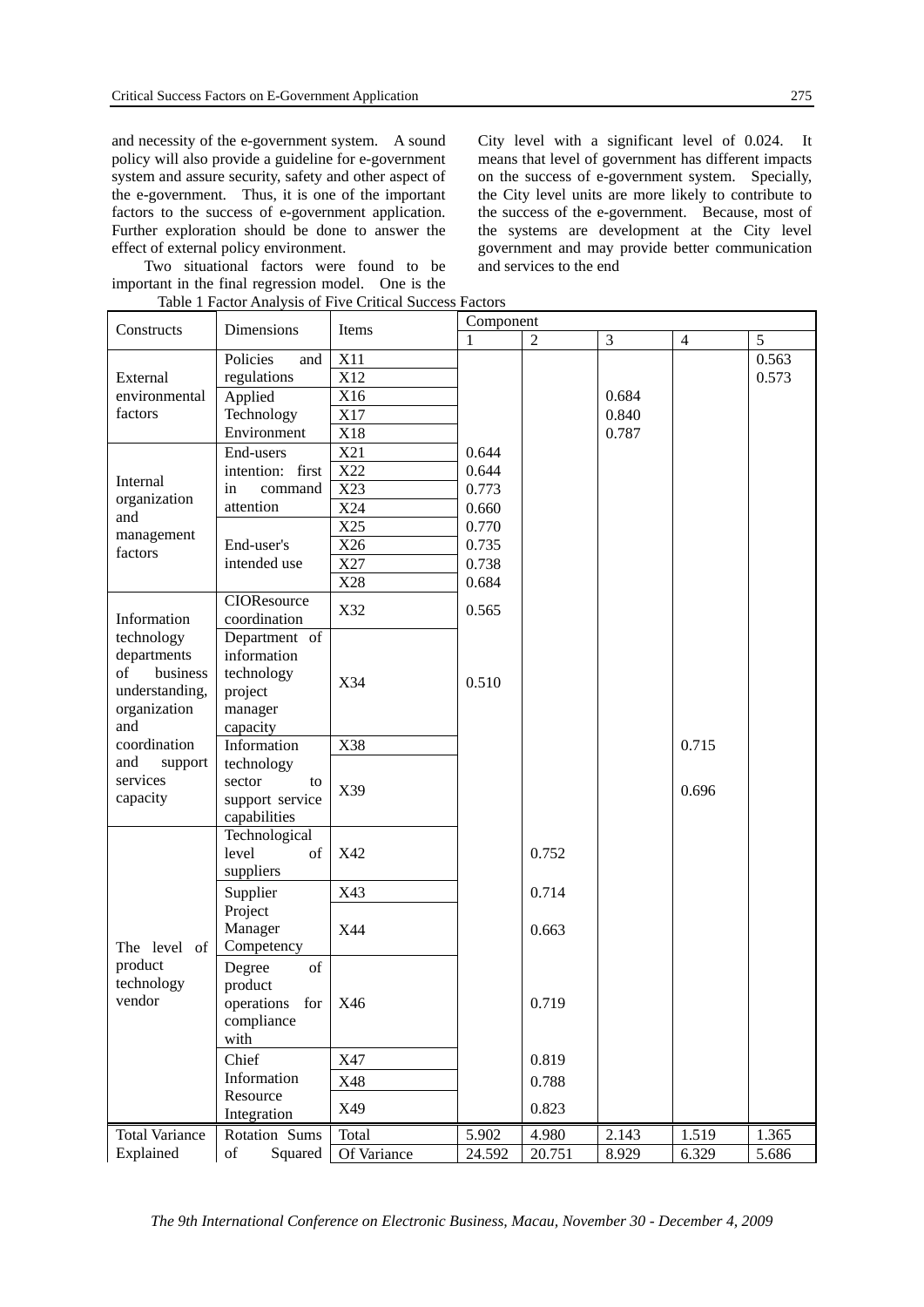and necessity of the e-government system. A sound policy will also provide a guideline for e-government system and assure security, safety and other aspect of the e-government. Thus, it is one of the important factors to the success of e-government application. Further exploration should be done to answer the effect of external policy environment.

Two situational factors were found to be important in the final regression model. One is the City level with a significant level of 0.024. It means that level of government has different impacts on the success of e-government system. Specially, the City level units are more likely to contribute to the success of the e-government. Because, most of the systems are development at the City level government and may provide better communication and services to the end

Table 1 Factor Analysis of Five Critical Success Factors

| Constructs | Dimensions | Items | Component | | | | |
|---|---|---|---|---|---|---|---|
| | | | 1 | 2 | 3 | 4 | 5 |
| External environmental factors | Policies and regulations | X11 | | | | | 0.563 |
| | | X12 | | | | | 0.573 |
| | Applied Technology Environment | X16 | | | 0.684 | | |
| | | X17 | | | 0.840 | | |
| | | X18 | | | 0.787 | | |
| Internal organization and management factors | End-users intention: first in command attention | X21 | 0.644 | | | | |
| | | X22 | 0.644 | | | | |
| | | X23 | 0.773 | | | | |
| | | X24 | 0.660 | | | | |
| | End-user's intended use | X25 | 0.770 | | | | |
| | | X26 | 0.735 | | | | |
| | | X27 | 0.738 | | | | |
| | | X28 | 0.684 | | | | |
| Information technology departments of business understanding, organization and coordination and support services capacity | CIOResource coordination | X32 | 0.565 | | | | |
| | Department of information technology project manager capacity | X34 | 0.510 | | | | |
| | Information technology sector to support service capabilities | X38 | | | | 0.715 | |
| | | X39 | | | | 0.696 | |
| The level of product technology vendor | Technological level of suppliers | X42 | | 0.752 | | | |
| | Supplier Project Manager Competency | X43 | | 0.714 | | | |
| | | X44 | | 0.663 | | | |
| | Degree of product operations for compliance with | X46 | | 0.719 | | | |
| | Chief Information Resource Integration | X47 | | 0.819 | | | |
| | | X48 | | 0.788 | | | |
| | | X49 | | 0.823 | | | |
| Total Variance Explained | Rotation Sums of Squared | Total | 5.902 | 4.980 | 2.143 | 1.519 | 1.365 |
| | | Of Variance | 24.592 | 20.751 | 8.929 | 6.329 | 5.686 |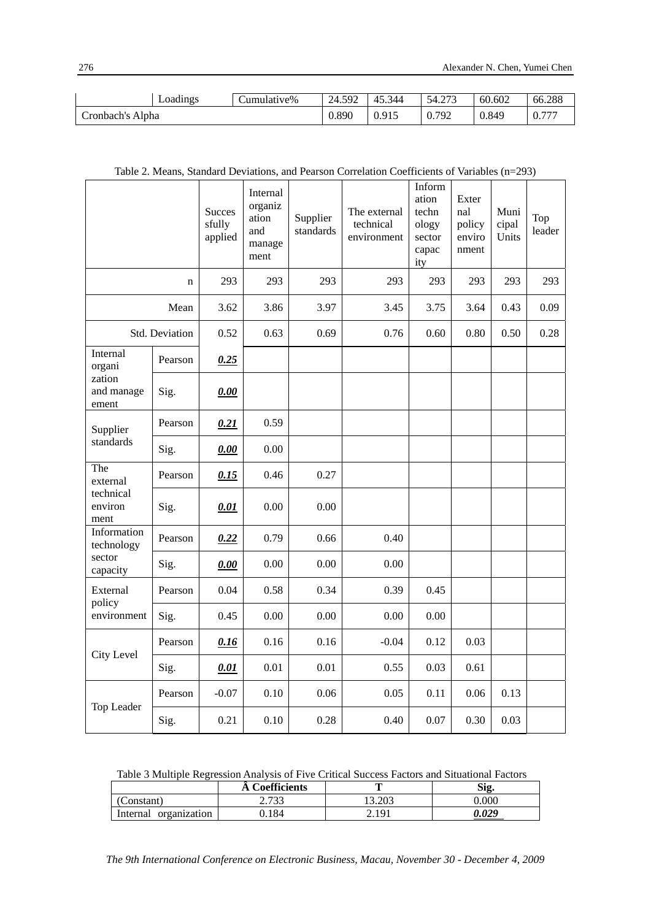| | Loadings | Cumulative% | 24.592 | 45.344 | 54.273 | 60.602 | 66.288 |
|---|---|---|---|---|---|---|---|
| Cronbach's Alpha | | | 0.890 | 0.915 | 0.792 | 0.849 | 0.777 |

Table 2. Means, Standard Deviations, and Pearson Correlation Coefficients of Variables (n=293)

| | | Successfully applied | Internal organization and management | Supplier standards | The external technical environment | Information technology sector capacity | External policy environment | Municipal Units | Top leader |
|---|---|---|---|---|---|---|---|---|---|
| | n | 293 | 293 | 293 | 293 | 293 | 293 | 293 | 293 |
| | Mean | 3.62 | 3.86 | 3.97 | 3.45 | 3.75 | 3.64 | 0.43 | 0.09 |
| | Std. Deviation | 0.52 | 0.63 | 0.69 | 0.76 | 0.60 | 0.80 | 0.50 | 0.28 |
| Internal organization and management | Pearson | ***0.25*** | | | | | | | |
| | Sig. | ***0.00*** | | | | | | | |
| Supplier standards | Pearson | ***0.21*** | 0.59 | | | | | | |
| | Sig. | ***0.00*** | 0.00 | | | | | | |
| The external technical environment | Pearson | ***0.15*** | 0.46 | 0.27 | | | | | |
| | Sig. | ***0.01*** | 0.00 | 0.00 | | | | | |
| Information technology sector capacity | Pearson | ***0.22*** | 0.79 | 0.66 | 0.40 | | | | |
| | Sig. | ***0.00*** | 0.00 | 0.00 | 0.00 | | | | |
| External policy environment | Pearson | 0.04 | 0.58 | 0.34 | 0.39 | 0.45 | | | |
| | Sig. | 0.45 | 0.00 | 0.00 | 0.00 | 0.00 | | | |
| City Level | Pearson | ***0.16*** | 0.16 | 0.16 | -0.04 | 0.12 | 0.03 | | |
| | Sig. | ***0.01*** | 0.01 | 0.01 | 0.55 | 0.03 | 0.61 | | |
| Top Leader | Pearson | -0.07 | 0.10 | 0.06 | 0.05 | 0.11 | 0.06 | 0.13 | |
| | Sig. | 0.21 | 0.10 | 0.28 | 0.40 | 0.07 | 0.30 | 0.03 | |

Table 3 Multiple Regression Analysis of Five Critical Success Factors and Situational Factors

| | **Â Coefficients** | **T** | **Sig.** |
|---|---|---|---|
| (Constant) | 2.733 | 13.203 | 0.000 |
| Internal organization | 0.184 | 2.191 | ***0.029*** |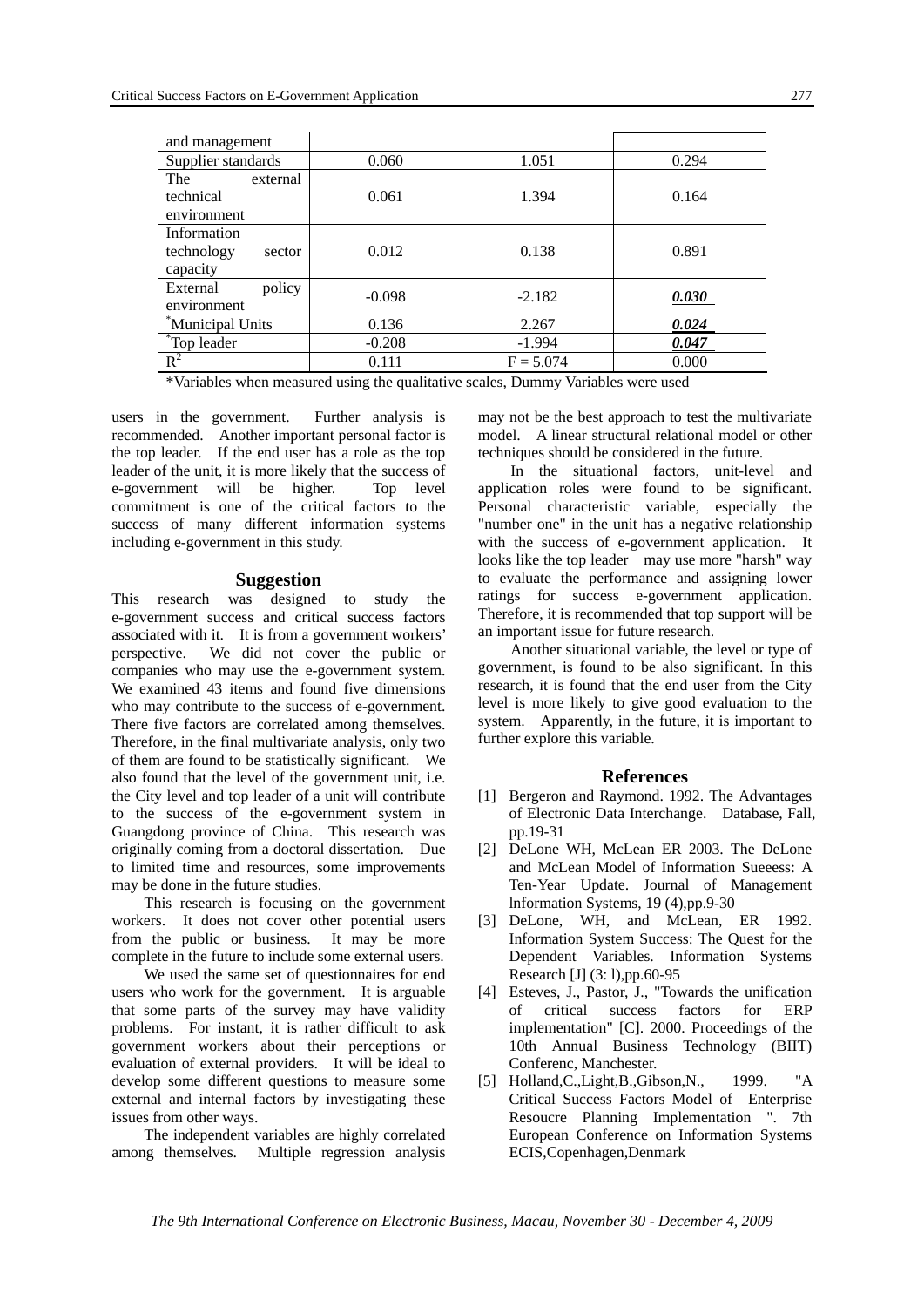| and management | | | |
|---|---|---|---|
| Supplier standards | 0.060 | 1.051 | 0.294 |
| The external technical environment | 0.061 | 1.394 | 0.164 |
| Information technology sector capacity | 0.012 | 0.138 | 0.891 |
| External policy environment | -0.098 | -2.182 | ***0.030*** |
| *Municipal Units | 0.136 | 2.267 | ***0.024*** |
| *Top leader | -0.208 | -1.994 | ***0.047*** |
| $R^2$ | 0.111 | F = 5.074 | 0.000 |

*Variables when measured using the qualitative scales, Dummy Variables were used

users in the government. Further analysis is recommended. Another important personal factor is the top leader. If the end user has a role as the top leader of the unit, it is more likely that the success of e-government will be higher. Top level commitment is one of the critical factors to the success of many different information systems including e-government in this study.

## Suggestion

This research was designed to study the e-government success and critical success factors associated with it. It is from a government workers' perspective. We did not cover the public or companies who may use the e-government system. We examined 43 items and found five dimensions who may contribute to the success of e-government. There five factors are correlated among themselves. Therefore, in the final multivariate analysis, only two of them are found to be statistically significant. We also found that the level of the government unit, i.e. the City level and top leader of a unit will contribute to the success of the e-government system in Guangdong province of China. This research was originally coming from a doctoral dissertation. Due to limited time and resources, some improvements may be done in the future studies.

This research is focusing on the government workers. It does not cover other potential users from the public or business. It may be more complete in the future to include some external users.

We used the same set of questionnaires for end users who work for the government. It is arguable that some parts of the survey may have validity problems. For instant, it is rather difficult to ask government workers about their perceptions or evaluation of external providers. It will be ideal to develop some different questions to measure some external and internal factors by investigating these issues from other ways.

The independent variables are highly correlated among themselves. Multiple regression analysis may not be the best approach to test the multivariate model. A linear structural relational model or other techniques should be considered in the future.

In the situational factors, unit-level and application roles were found to be significant. Personal characteristic variable, especially the "number one" in the unit has a negative relationship with the success of e-government application. It looks like the top leader may use more "harsh" way to evaluate the performance and assigning lower ratings for success e-government application. Therefore, it is recommended that top support will be an important issue for future research.

Another situational variable, the level or type of government, is found to be also significant. In this research, it is found that the end user from the City level is more likely to give good evaluation to the system. Apparently, in the future, it is important to further explore this variable.

## References

[1] Bergeron and Raymond. 1992. The Advantages of Electronic Data Interchange. Database, Fall, pp.19-31

[2] DeLone WH, McLean ER 2003. The DeLone and McLean Model of Information Sueeess: A Ten-Year Update. Journal of Management lnformation Systems, 19 (4),pp.9-30

[3] DeLone, WH, and McLean, ER 1992. Information System Success: The Quest for the Dependent Variables. Information Systems Research [J] (3: l),pp.60-95

[4] Esteves, J., Pastor, J., "Towards the unification of critical success factors for ERP implementation" [C]. 2000. Proceedings of the 10th Annual Business Technology (BIIT) Conferenc, Manchester.

[5] Holland,C.,Light,B.,Gibson,N., 1999. "A Critical Success Factors Model of Enterprise Resoucre Planning Implementation ". 7th European Conference on Information Systems ECIS,Copenhagen,Denmark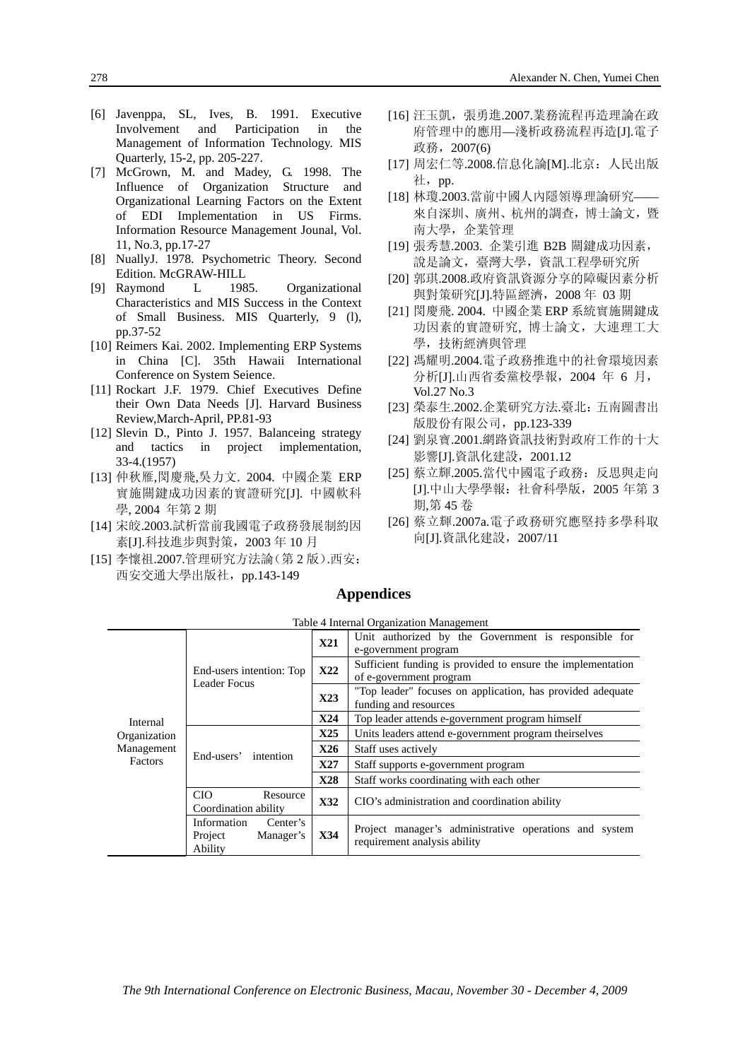[6] Javenppa, SL, Ives, B. 1991. Executive Involvement and Participation in the Management of Information Technology. MIS Quarterly, 15-2, pp. 205-227.

[7] McGrown, M. and Madey, G. 1998. The Influence of Organization Structure and Organizational Learning Factors on the Extent of EDI Implementation in US Firms. Information Resource Management Jounal, Vol. 11, No.3, pp.17-27

[8] NuallyJ. 1978. Psychometric Theory. Second Edition. McGRAW-HILL

[9] Raymond L 1985. Organizational Characteristics and MIS Success in the Context of Small Business. MIS Quarterly, 9 (l), pp.37-52

[10] Reimers Kai. 2002. Implementing ERP Systems in China [C]. 35th Hawaii International Conference on System Seience.

[11] Rockart J.F. 1979. Chief Executives Define their Own Data Needs [J]. Harvard Business Review,March-April, PP.81-93

[12] Slevin D., Pinto J. 1957. Balanceing strategy and tactics in project implementation, 33-4.(1957)

[13] 仲秋雁,閔慶飛,吳力文. 2004. 中國企業 ERP 實施關鍵成功因素的實證研究[J]. 中國軟科學, 2004 年第 2 期

[14] 宋皎.2003.試析當前我國電子政務發展制約因素[J].科技進步與對策，2003 年 10 月

[15] 李懷祖.2007.管理研究方法論（第 2 版）.西安：西安交通大學出版社，pp.143-149

[16] 汪玉凱，張勇進.2007.業務流程再造理論在政府管理中的應用—淺析政務流程再造[J].電子政務，2007(6)

[17] 周宏仁等.2008.信息化論[M].北京：人民出版社，pp.

[18] 林瓊.2003.當前中國人內隱領導理論研究——來自深圳、廣州、杭州的調查，博士論文，暨南大學，企業管理

[19] 張秀慧.2003. 企業引進 B2B 關鍵成功因素，說是論文，臺灣大學，資訊工程學研究所

[20] 郭琪.2008.政府資訊資源分享的障礙因素分析與對策研究[J].特區經濟，2008 年 03 期

[21] 閔慶飛. 2004. 中國企業 ERP 系統實施關鍵成功因素的實證研究, 博士論文，大連理工大學，技術經濟與管理

[22] 馮耀明.2004.電子政務推進中的社會環境因素分析[J].山西省委黨校學報，2004 年 6 月，Vol.27 No.3

[23] 榮泰生.2002.企業研究方法.臺北：五南圖書出版股份有限公司，pp.123-339

[24] 劉泉寶.2001.網路資訊技術對政府工作的十大影響[J].資訊化建設，2001.12

[25] 蔡立輝.2005.當代中國電子政務：反思與走向[J].中山大學學報：社會科學版，2005 年第 3 期,第 45 卷

[26] 蔡立輝.2007a.電子政務研究應堅持多學科取向[J].資訊化建設，2007/11

## Appendices

Table 4 Internal Organization Management

| | | | |
|---|---|---|---|
| Internal Organization Management Factors | End-users intention: Top Leader Focus | **X21** | Unit authorized by the Government is responsible for e-government program |
| | | **X22** | Sufficient funding is provided to ensure the implementation of e-government program |
| | | **X23** | "Top leader" focuses on application, has provided adequate funding and resources |
| | | **X24** | Top leader attends e-government program himself |
| | End-users' intention | **X25** | Units leaders attend e-government program theirselves |
| | | **X26** | Staff uses actively |
| | | **X27** | Staff supports e-government program |
| | | **X28** | Staff works coordinating with each other |
| | CIO Resource Coordination ability | **X32** | CIO's administration and coordination ability |
| | Information Center's Project Manager's Ability | **X34** | Project manager's administrative operations and system requirement analysis ability |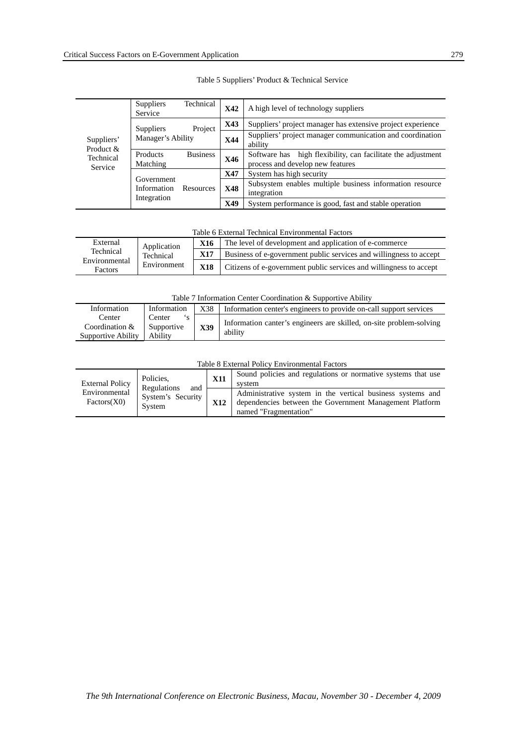Table 5 Suppliers' Product & Technical Service

| | | | |
|---|---|---|---|
| Suppliers' Product & Technical Service | Suppliers Technical Service | **X42** | A high level of technology suppliers |
| | Suppliers Project Manager's Ability | **X43** | Suppliers' project manager has extensive project experience |
| | | **X44** | Suppliers' project manager communication and coordination ability |
| | Products Business Matching | **X46** | Software has high flexibility, can facilitate the adjustment process and develop new features |
| | Government Information Resources Integration | **X47** | System has high security |
| | | **X48** | Subsystem enables multiple business information resource integration |
| | | **X49** | System performance is good, fast and stable operation |

Table 6 External Technical Environmental Factors

| | | | |
|---|---|---|---|
| External Technical Environmental Factors | Application Technical Environment | **X16** | The level of development and application of e-commerce |
| | | **X17** | Business of e-government public services and willingness to accept |
| | | **X18** | Citizens of e-government public services and willingness to accept |

Table 7 Information Center Coordination & Supportive Ability

| | | | |
|---|---|---|---|
| Information Center Coordination & Supportive Ability | Information Center 's Supportive Ability | X38 | Information center's engineers to provide on-call support services |
| | | **X39** | Information canter's engineers are skilled, on-site problem-solving ability |

Table 8 External Policy Environmental Factors

| | | | |
|---|---|---|---|
| External Policy Environmental Factors(X0) | Policies, Regulations and System's Security System | **X11** | Sound policies and regulations or normative systems that use system |
| | | **X12** | Administrative system in the vertical business systems and dependencies between the Government Management Platform named "Fragmentation" |